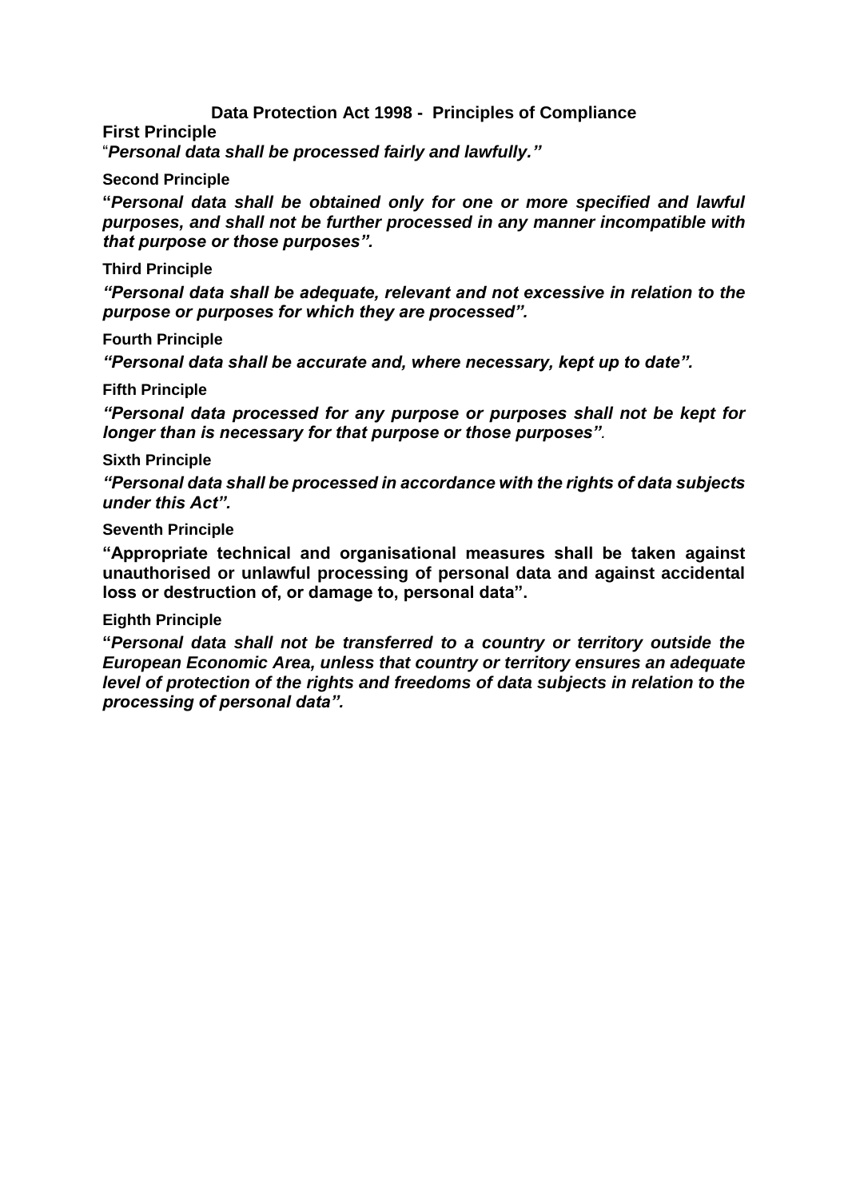# Data Protection Act 1998 - Principles of Compliance

**First Principle**

"***Personal data shall be processed fairly and lawfully."***

**Second Principle**

**"*Personal data shall be obtained only for one or more specified and lawful purposes, and shall not be further processed in any manner incompatible with that purpose or those purposes".***

**Third Principle**

***"Personal data shall be adequate, relevant and not excessive in relation to the purpose or purposes for which they are processed".***

**Fourth Principle**

***"Personal data shall be accurate and, where necessary, kept up to date".***

**Fifth Principle**

***"Personal data processed for any purpose or purposes shall not be kept for longer than is necessary for that purpose or those purposes".***

**Sixth Principle**

***"Personal data shall be processed in accordance with the rights of data subjects under this Act".***

**Seventh Principle**

**"Appropriate technical and organisational measures shall be taken against unauthorised or unlawful processing of personal data and against accidental loss or destruction of, or damage to, personal data".**

**Eighth Principle**

**"*Personal data shall not be transferred to a country or territory outside the European Economic Area, unless that country or territory ensures an adequate level of protection of the rights and freedoms of data subjects in relation to the processing of personal data".***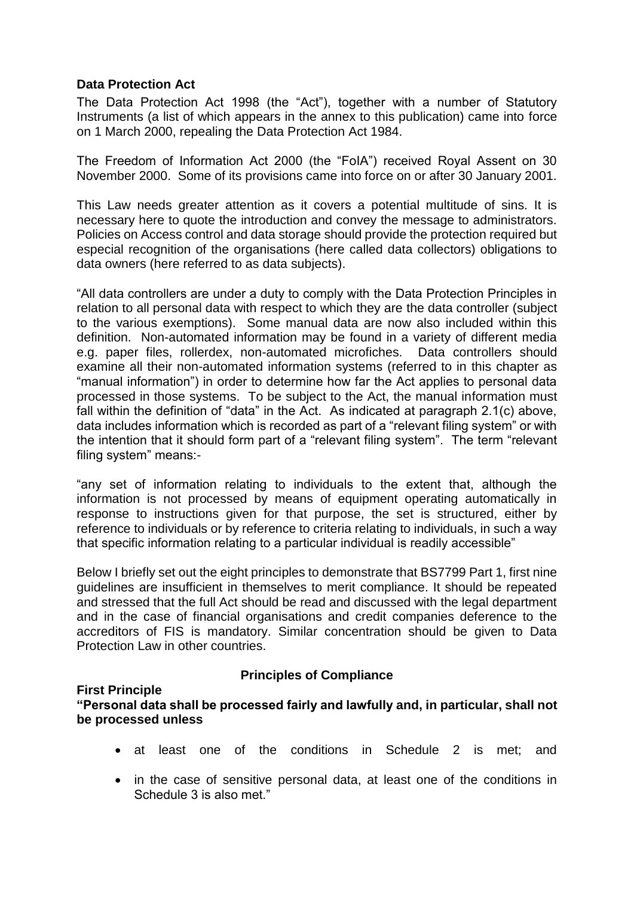### Data Protection Act

The Data Protection Act 1998 (the "Act"), together with a number of Statutory Instruments (a list of which appears in the annex to this publication) came into force on 1 March 2000, repealing the Data Protection Act 1984.

The Freedom of Information Act 2000 (the "FoIA") received Royal Assent on 30 November 2000. Some of its provisions came into force on or after 30 January 2001.

This Law needs greater attention as it covers a potential multitude of sins. It is necessary here to quote the introduction and convey the message to administrators. Policies on Access control and data storage should provide the protection required but especial recognition of the organisations (here called data collectors) obligations to data owners (here referred to as data subjects).

"All data controllers are under a duty to comply with the Data Protection Principles in relation to all personal data with respect to which they are the data controller (subject to the various exemptions). Some manual data are now also included within this definition. Non-automated information may be found in a variety of different media e.g. paper files, rollerdex, non-automated microfiches. Data controllers should examine all their non-automated information systems (referred to in this chapter as "manual information") in order to determine how far the Act applies to personal data processed in those systems. To be subject to the Act, the manual information must fall within the definition of "data" in the Act. As indicated at paragraph 2.1(c) above, data includes information which is recorded as part of a "relevant filing system" or with the intention that it should form part of a "relevant filing system". The term "relevant filing system" means:-

"any set of information relating to individuals to the extent that, although the information is not processed by means of equipment operating automatically in response to instructions given for that purpose, the set is structured, either by reference to individuals or by reference to criteria relating to individuals, in such a way that specific information relating to a particular individual is readily accessible"

Below I briefly set out the eight principles to demonstrate that BS7799 Part 1, first nine guidelines are insufficient in themselves to merit compliance. It should be repeated and stressed that the full Act should be read and discussed with the legal department and in the case of financial organisations and credit companies deference to the accreditors of FIS is mandatory. Similar concentration should be given to Data Protection Law in other countries.

**Principles of Compliance**

**First Principle**

**"Personal data shall be processed fairly and lawfully and, in particular, shall not be processed unless**

- at least one of the conditions in Schedule 2 is met; and
- in the case of sensitive personal data, at least one of the conditions in Schedule 3 is also met."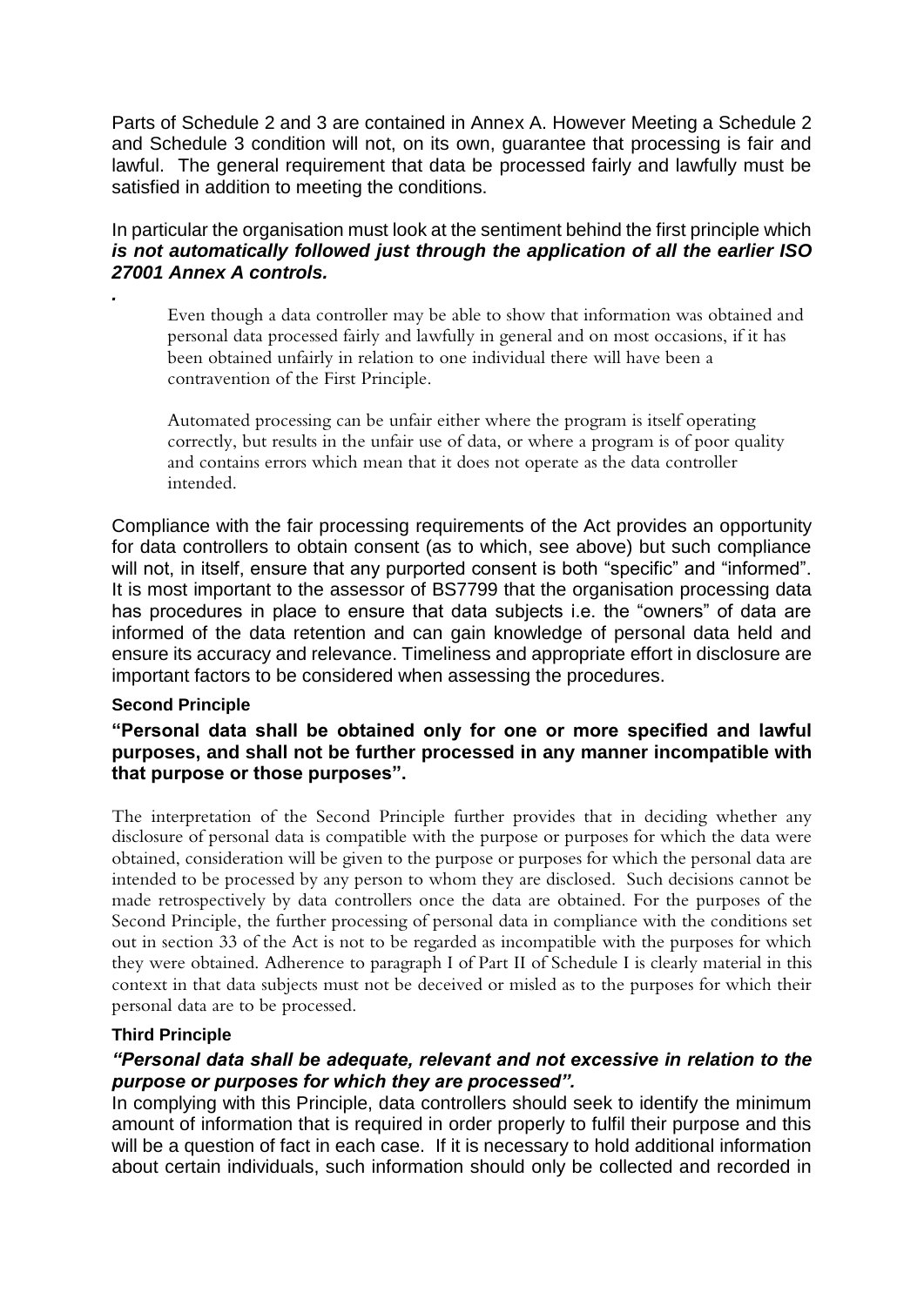Parts of Schedule 2 and 3 are contained in Annex A. However Meeting a Schedule 2 and Schedule 3 condition will not, on its own, guarantee that processing is fair and lawful. The general requirement that data be processed fairly and lawfully must be satisfied in addition to meeting the conditions.

In particular the organisation must look at the sentiment behind the first principle which ***is not automatically followed just through the application of all the earlier ISO 27001 Annex A controls.***

***.***

> Even though a data controller may be able to show that information was obtained and personal data processed fairly and lawfully in general and on most occasions, if it has been obtained unfairly in relation to one individual there will have been a contravention of the First Principle.
>
> Automated processing can be unfair either where the program is itself operating correctly, but results in the unfair use of data, or where a program is of poor quality and contains errors which mean that it does not operate as the data controller intended.

Compliance with the fair processing requirements of the Act provides an opportunity for data controllers to obtain consent (as to which, see above) but such compliance will not, in itself, ensure that any purported consent is both "specific" and "informed". It is most important to the assessor of BS7799 that the organisation processing data has procedures in place to ensure that data subjects i.e. the "owners" of data are informed of the data retention and can gain knowledge of personal data held and ensure its accuracy and relevance. Timeliness and appropriate effort in disclosure are important factors to be considered when assessing the procedures.

#### Second Principle

**"Personal data shall be obtained only for one or more specified and lawful purposes, and shall not be further processed in any manner incompatible with that purpose or those purposes".**

The interpretation of the Second Principle further provides that in deciding whether any disclosure of personal data is compatible with the purpose or purposes for which the data were obtained, consideration will be given to the purpose or purposes for which the personal data are intended to be processed by any person to whom they are disclosed. Such decisions cannot be made retrospectively by data controllers once the data are obtained. For the purposes of the Second Principle, the further processing of personal data in compliance with the conditions set out in section 33 of the Act is not to be regarded as incompatible with the purposes for which they were obtained. Adherence to paragraph I of Part II of Schedule I is clearly material in this context in that data subjects must not be deceived or misled as to the purposes for which their personal data are to be processed.

#### Third Principle

***"Personal data shall be adequate, relevant and not excessive in relation to the purpose or purposes for which they are processed".***

In complying with this Principle, data controllers should seek to identify the minimum amount of information that is required in order properly to fulfil their purpose and this will be a question of fact in each case. If it is necessary to hold additional information about certain individuals, such information should only be collected and recorded in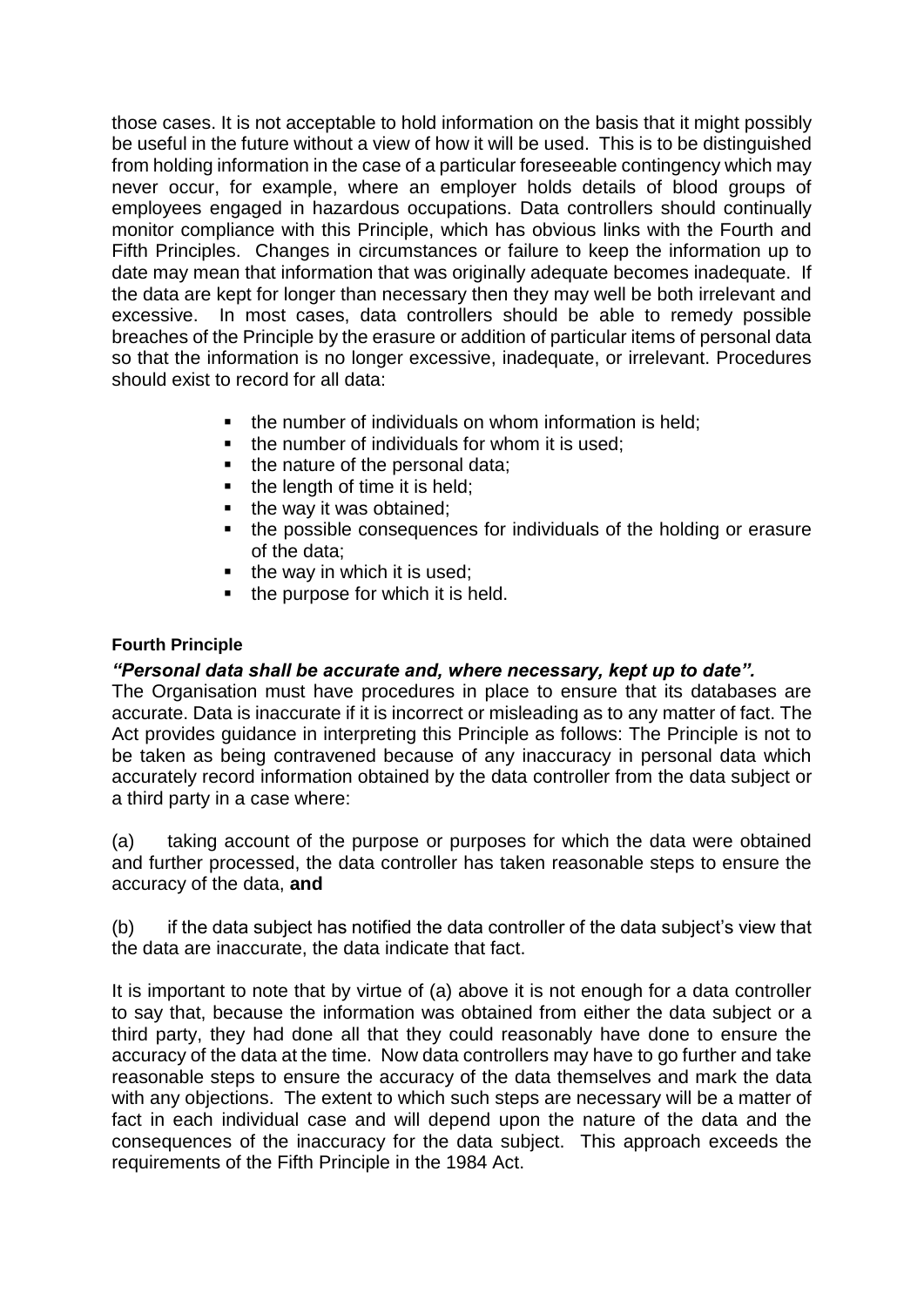those cases. It is not acceptable to hold information on the basis that it might possibly be useful in the future without a view of how it will be used. This is to be distinguished from holding information in the case of a particular foreseeable contingency which may never occur, for example, where an employer holds details of blood groups of employees engaged in hazardous occupations. Data controllers should continually monitor compliance with this Principle, which has obvious links with the Fourth and Fifth Principles. Changes in circumstances or failure to keep the information up to date may mean that information that was originally adequate becomes inadequate. If the data are kept for longer than necessary then they may well be both irrelevant and excessive. In most cases, data controllers should be able to remedy possible breaches of the Principle by the erasure or addition of particular items of personal data so that the information is no longer excessive, inadequate, or irrelevant. Procedures should exist to record for all data:

- the number of individuals on whom information is held;
- the number of individuals for whom it is used;
- the nature of the personal data;
- the length of time it is held;
- the way it was obtained;
- the possible consequences for individuals of the holding or erasure of the data;
- the way in which it is used;
- the purpose for which it is held.

#### Fourth Principle

***"Personal data shall be accurate and, where necessary, kept up to date".***

The Organisation must have procedures in place to ensure that its databases are accurate. Data is inaccurate if it is incorrect or misleading as to any matter of fact. The Act provides guidance in interpreting this Principle as follows: The Principle is not to be taken as being contravened because of any inaccuracy in personal data which accurately record information obtained by the data controller from the data subject or a third party in a case where:

(a) taking account of the purpose or purposes for which the data were obtained and further processed, the data controller has taken reasonable steps to ensure the accuracy of the data, **and**

(b) if the data subject has notified the data controller of the data subject's view that the data are inaccurate, the data indicate that fact.

It is important to note that by virtue of (a) above it is not enough for a data controller to say that, because the information was obtained from either the data subject or a third party, they had done all that they could reasonably have done to ensure the accuracy of the data at the time. Now data controllers may have to go further and take reasonable steps to ensure the accuracy of the data themselves and mark the data with any objections. The extent to which such steps are necessary will be a matter of fact in each individual case and will depend upon the nature of the data and the consequences of the inaccuracy for the data subject. This approach exceeds the requirements of the Fifth Principle in the 1984 Act.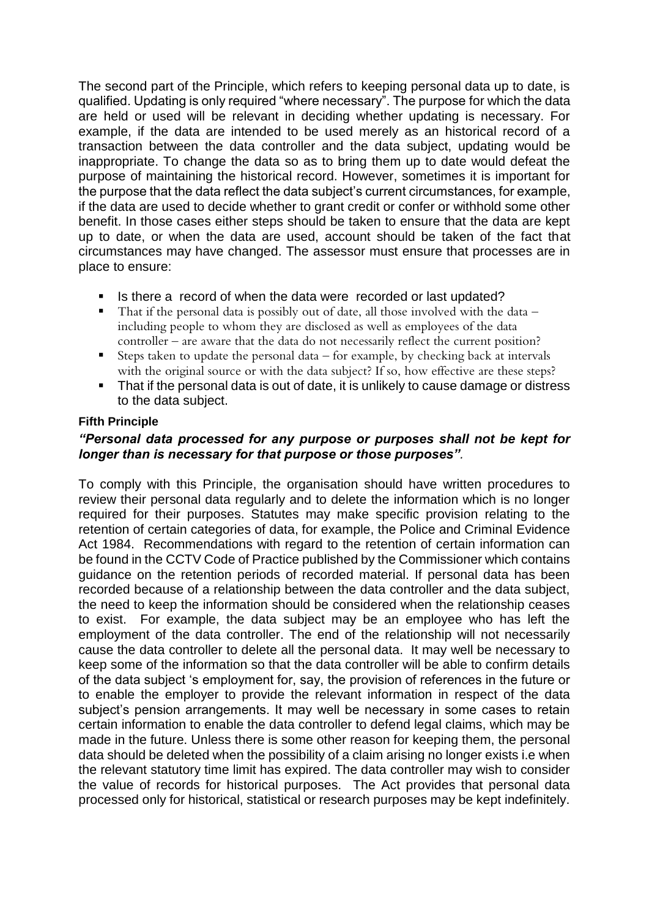The second part of the Principle, which refers to keeping personal data up to date, is qualified. Updating is only required "where necessary". The purpose for which the data are held or used will be relevant in deciding whether updating is necessary. For example, if the data are intended to be used merely as an historical record of a transaction between the data controller and the data subject, updating would be inappropriate. To change the data so as to bring them up to date would defeat the purpose of maintaining the historical record. However, sometimes it is important for the purpose that the data reflect the data subject's current circumstances, for example, if the data are used to decide whether to grant credit or confer or withhold some other benefit. In those cases either steps should be taken to ensure that the data are kept up to date, or when the data are used, account should be taken of the fact that circumstances may have changed. The assessor must ensure that processes are in place to ensure:

- Is there a record of when the data were recorded or last updated?
- That if the personal data is possibly out of date, all those involved with the data – including people to whom they are disclosed as well as employees of the data controller – are aware that the data do not necessarily reflect the current position?
- Steps taken to update the personal data – for example, by checking back at intervals with the original source or with the data subject? If so, how effective are these steps?
- That if the personal data is out of date, it is unlikely to cause damage or distress to the data subject.

**Fifth Principle**

***"Personal data processed for any purpose or purposes shall not be kept for longer than is necessary for that purpose or those purposes".***

To comply with this Principle, the organisation should have written procedures to review their personal data regularly and to delete the information which is no longer required for their purposes. Statutes may make specific provision relating to the retention of certain categories of data, for example, the Police and Criminal Evidence Act 1984. Recommendations with regard to the retention of certain information can be found in the CCTV Code of Practice published by the Commissioner which contains guidance on the retention periods of recorded material. If personal data has been recorded because of a relationship between the data controller and the data subject, the need to keep the information should be considered when the relationship ceases to exist. For example, the data subject may be an employee who has left the employment of the data controller. The end of the relationship will not necessarily cause the data controller to delete all the personal data. It may well be necessary to keep some of the information so that the data controller will be able to confirm details of the data subject 's employment for, say, the provision of references in the future or to enable the employer to provide the relevant information in respect of the data subject's pension arrangements. It may well be necessary in some cases to retain certain information to enable the data controller to defend legal claims, which may be made in the future. Unless there is some other reason for keeping them, the personal data should be deleted when the possibility of a claim arising no longer exists i.e when the relevant statutory time limit has expired. The data controller may wish to consider the value of records for historical purposes. The Act provides that personal data processed only for historical, statistical or research purposes may be kept indefinitely.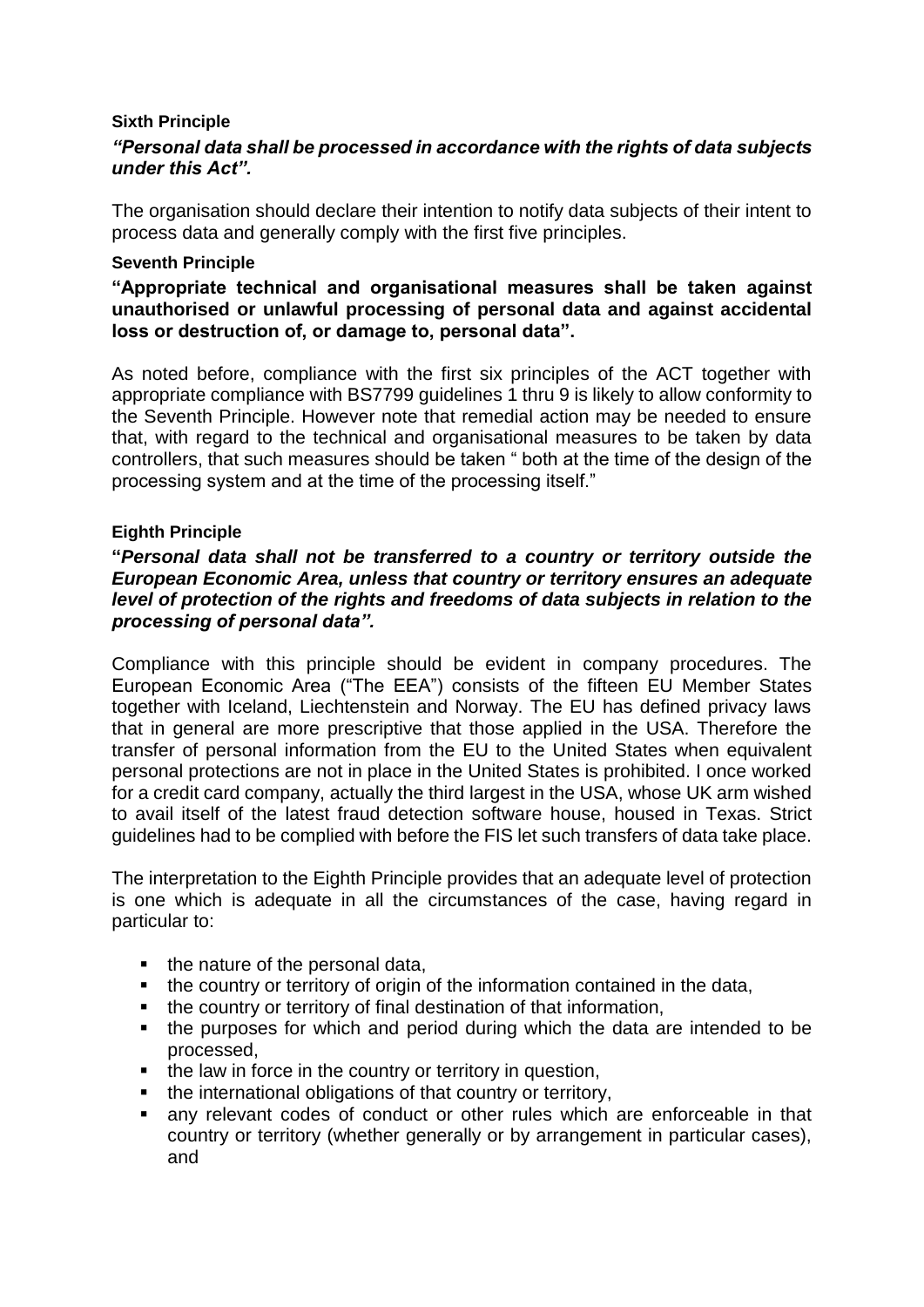**Sixth Principle**

***"Personal data shall be processed in accordance with the rights of data subjects under this Act".***

The organisation should declare their intention to notify data subjects of their intent to process data and generally comply with the first five principles.

**Seventh Principle**

**"Appropriate technical and organisational measures shall be taken against unauthorised or unlawful processing of personal data and against accidental loss or destruction of, or damage to, personal data".**

As noted before, compliance with the first six principles of the ACT together with appropriate compliance with BS7799 guidelines 1 thru 9 is likely to allow conformity to the Seventh Principle. However note that remedial action may be needed to ensure that, with regard to the technical and organisational measures to be taken by data controllers, that such measures should be taken " both at the time of the design of the processing system and at the time of the processing itself."

**Eighth Principle**

**"*Personal data shall not be transferred to a country or territory outside the European Economic Area, unless that country or territory ensures an adequate level of protection of the rights and freedoms of data subjects in relation to the processing of personal data".***

Compliance with this principle should be evident in company procedures. The European Economic Area ("The EEA") consists of the fifteen EU Member States together with Iceland, Liechtenstein and Norway. The EU has defined privacy laws that in general are more prescriptive that those applied in the USA. Therefore the transfer of personal information from the EU to the United States when equivalent personal protections are not in place in the United States is prohibited. I once worked for a credit card company, actually the third largest in the USA, whose UK arm wished to avail itself of the latest fraud detection software house, housed in Texas. Strict guidelines had to be complied with before the FIS let such transfers of data take place.

The interpretation to the Eighth Principle provides that an adequate level of protection is one which is adequate in all the circumstances of the case, having regard in particular to:

- the nature of the personal data,
- the country or territory of origin of the information contained in the data,
- the country or territory of final destination of that information,
- the purposes for which and period during which the data are intended to be processed,
- the law in force in the country or territory in question,
- the international obligations of that country or territory,
- any relevant codes of conduct or other rules which are enforceable in that country or territory (whether generally or by arrangement in particular cases), and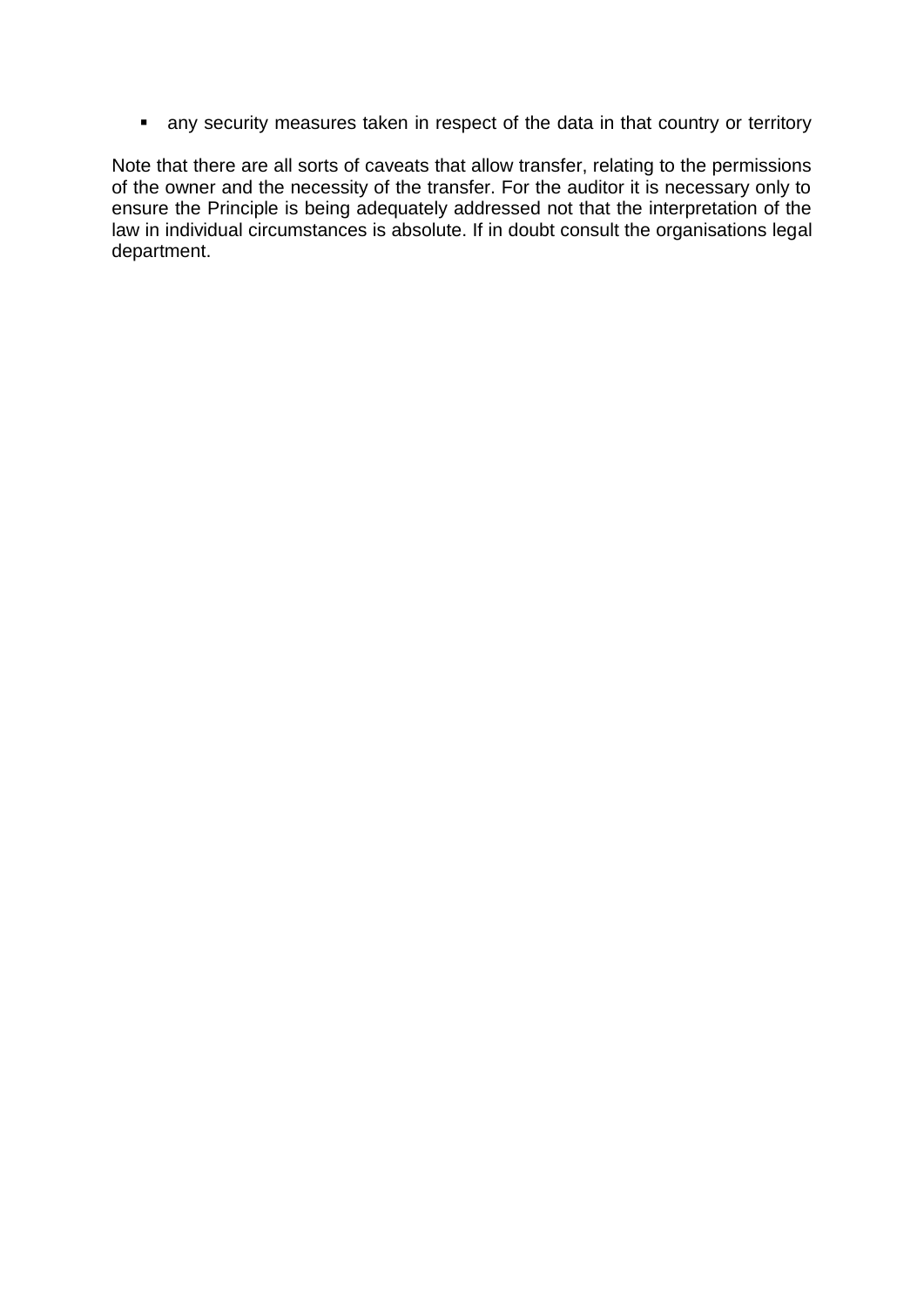- any security measures taken in respect of the data in that country or territory

Note that there are all sorts of caveats that allow transfer, relating to the permissions of the owner and the necessity of the transfer. For the auditor it is necessary only to ensure the Principle is being adequately addressed not that the interpretation of the law in individual circumstances is absolute. If in doubt consult the organisations legal department.